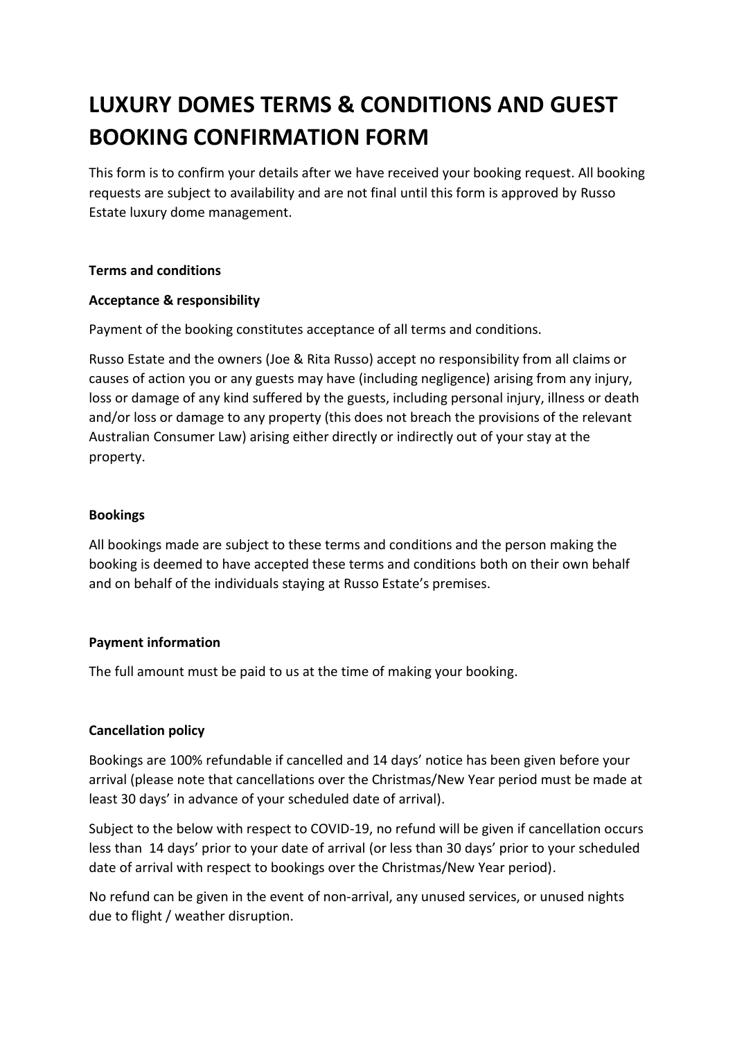# LUXURY DOMES TERMS & CONDITIONS AND GUEST BOOKING CONFIRMATION FORM

This form is to confirm your details after we have received your booking request. All booking requests are subject to availability and are not final until this form is approved by Russo Estate luxury dome management.

**Terms and conditions**

**Acceptance & responsibility**

Payment of the booking constitutes acceptance of all terms and conditions.

Russo Estate and the owners (Joe & Rita Russo) accept no responsibility from all claims or causes of action you or any guests may have (including negligence) arising from any injury, loss or damage of any kind suffered by the guests, including personal injury, illness or death and/or loss or damage to any property (this does not breach the provisions of the relevant Australian Consumer Law) arising either directly or indirectly out of your stay at the property.

**Bookings**

All bookings made are subject to these terms and conditions and the person making the booking is deemed to have accepted these terms and conditions both on their own behalf and on behalf of the individuals staying at Russo Estate's premises.

**Payment information**

The full amount must be paid to us at the time of making your booking.

**Cancellation policy**

Bookings are 100% refundable if cancelled and 14 days' notice has been given before your arrival (please note that cancellations over the Christmas/New Year period must be made at least 30 days' in advance of your scheduled date of arrival).

Subject to the below with respect to COVID-19, no refund will be given if cancellation occurs less than 14 days' prior to your date of arrival (or less than 30 days' prior to your scheduled date of arrival with respect to bookings over the Christmas/New Year period).

No refund can be given in the event of non-arrival, any unused services, or unused nights due to flight / weather disruption.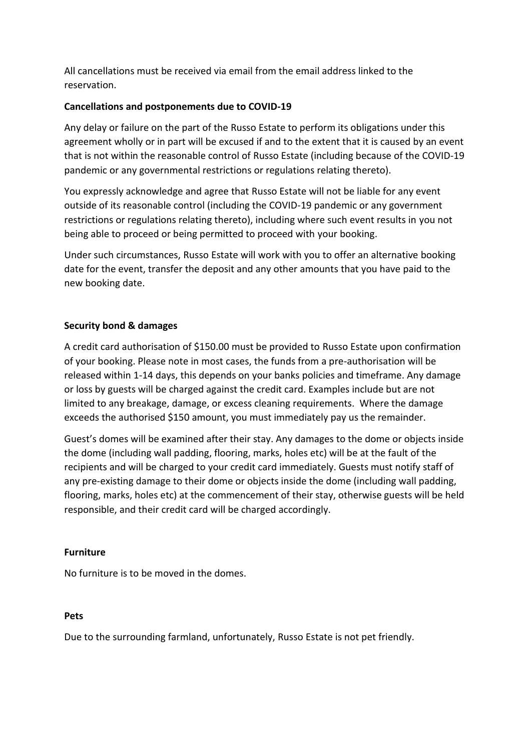All cancellations must be received via email from the email address linked to the reservation.

**Cancellations and postponements due to COVID-19**

Any delay or failure on the part of the Russo Estate to perform its obligations under this agreement wholly or in part will be excused if and to the extent that it is caused by an event that is not within the reasonable control of Russo Estate (including because of the COVID-19 pandemic or any governmental restrictions or regulations relating thereto).

You expressly acknowledge and agree that Russo Estate will not be liable for any event outside of its reasonable control (including the COVID-19 pandemic or any government restrictions or regulations relating thereto), including where such event results in you not being able to proceed or being permitted to proceed with your booking.

Under such circumstances, Russo Estate will work with you to offer an alternative booking date for the event, transfer the deposit and any other amounts that you have paid to the new booking date.

**Security bond & damages**

A credit card authorisation of $150.00 must be provided to Russo Estate upon confirmation of your booking. Please note in most cases, the funds from a pre-authorisation will be released within 1-14 days, this depends on your banks policies and timeframe. Any damage or loss by guests will be charged against the credit card. Examples include but are not limited to any breakage, damage, or excess cleaning requirements. Where the damage exceeds the authorised $150 amount, you must immediately pay us the remainder.

Guest's domes will be examined after their stay. Any damages to the dome or objects inside the dome (including wall padding, flooring, marks, holes etc) will be at the fault of the recipients and will be charged to your credit card immediately. Guests must notify staff of any pre-existing damage to their dome or objects inside the dome (including wall padding, flooring, marks, holes etc) at the commencement of their stay, otherwise guests will be held responsible, and their credit card will be charged accordingly.

**Furniture**

No furniture is to be moved in the domes.

**Pets**

Due to the surrounding farmland, unfortunately, Russo Estate is not pet friendly.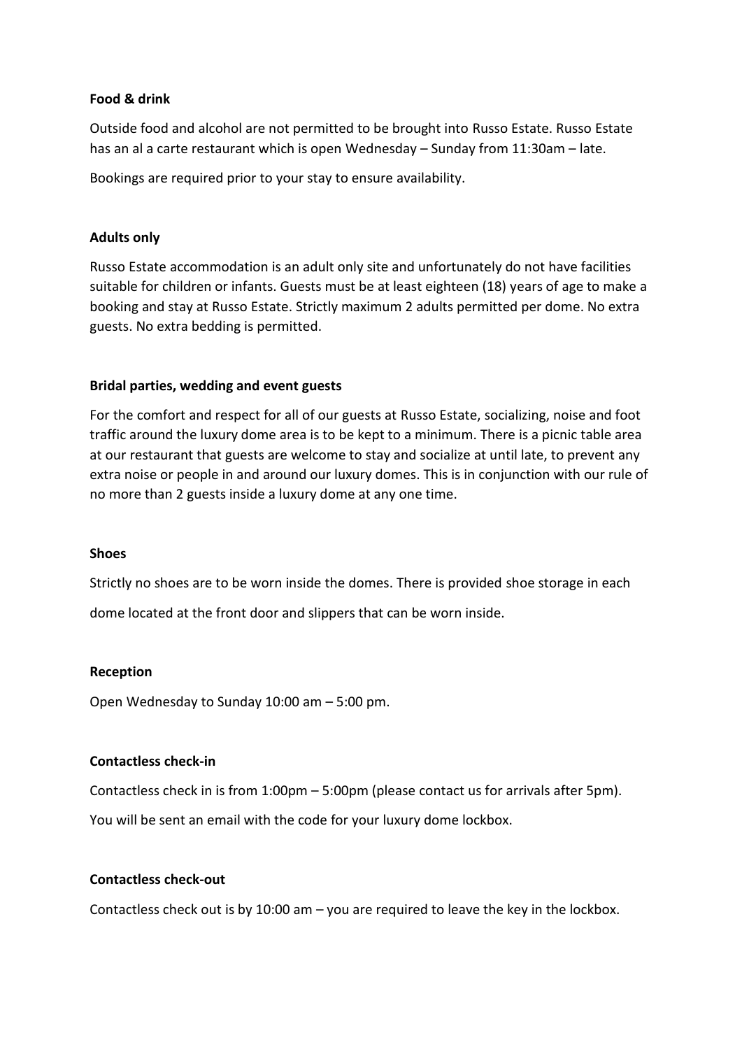**Food & drink**

Outside food and alcohol are not permitted to be brought into Russo Estate. Russo Estate has an al a carte restaurant which is open Wednesday – Sunday from 11:30am – late.

Bookings are required prior to your stay to ensure availability.

**Adults only**

Russo Estate accommodation is an adult only site and unfortunately do not have facilities suitable for children or infants. Guests must be at least eighteen (18) years of age to make a booking and stay at Russo Estate. Strictly maximum 2 adults permitted per dome. No extra guests. No extra bedding is permitted.

**Bridal parties, wedding and event guests**

For the comfort and respect for all of our guests at Russo Estate, socializing, noise and foot traffic around the luxury dome area is to be kept to a minimum. There is a picnic table area at our restaurant that guests are welcome to stay and socialize at until late, to prevent any extra noise or people in and around our luxury domes. This is in conjunction with our rule of no more than 2 guests inside a luxury dome at any one time.

**Shoes**

Strictly no shoes are to be worn inside the domes. There is provided shoe storage in each dome located at the front door and slippers that can be worn inside.

**Reception**

Open Wednesday to Sunday 10:00 am – 5:00 pm.

**Contactless check-in**

Contactless check in is from 1:00pm – 5:00pm (please contact us for arrivals after 5pm).

You will be sent an email with the code for your luxury dome lockbox.

**Contactless check-out**

Contactless check out is by 10:00 am – you are required to leave the key in the lockbox.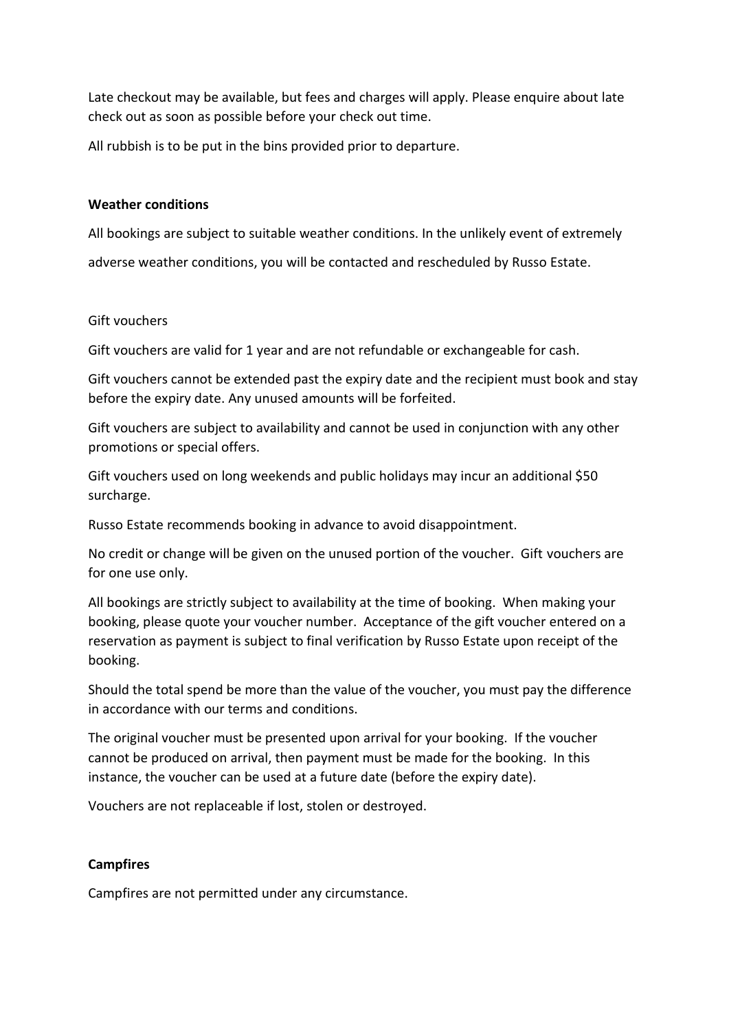Late checkout may be available, but fees and charges will apply. Please enquire about late check out as soon as possible before your check out time.

All rubbish is to be put in the bins provided prior to departure.

**Weather conditions**

All bookings are subject to suitable weather conditions. In the unlikely event of extremely adverse weather conditions, you will be contacted and rescheduled by Russo Estate.

Gift vouchers

Gift vouchers are valid for 1 year and are not refundable or exchangeable for cash.

Gift vouchers cannot be extended past the expiry date and the recipient must book and stay before the expiry date. Any unused amounts will be forfeited.

Gift vouchers are subject to availability and cannot be used in conjunction with any other promotions or special offers.

Gift vouchers used on long weekends and public holidays may incur an additional $50 surcharge.

Russo Estate recommends booking in advance to avoid disappointment.

No credit or change will be given on the unused portion of the voucher. Gift vouchers are for one use only.

All bookings are strictly subject to availability at the time of booking. When making your booking, please quote your voucher number. Acceptance of the gift voucher entered on a reservation as payment is subject to final verification by Russo Estate upon receipt of the booking.

Should the total spend be more than the value of the voucher, you must pay the difference in accordance with our terms and conditions.

The original voucher must be presented upon arrival for your booking. If the voucher cannot be produced on arrival, then payment must be made for the booking. In this instance, the voucher can be used at a future date (before the expiry date).

Vouchers are not replaceable if lost, stolen or destroyed.

**Campfires**

Campfires are not permitted under any circumstance.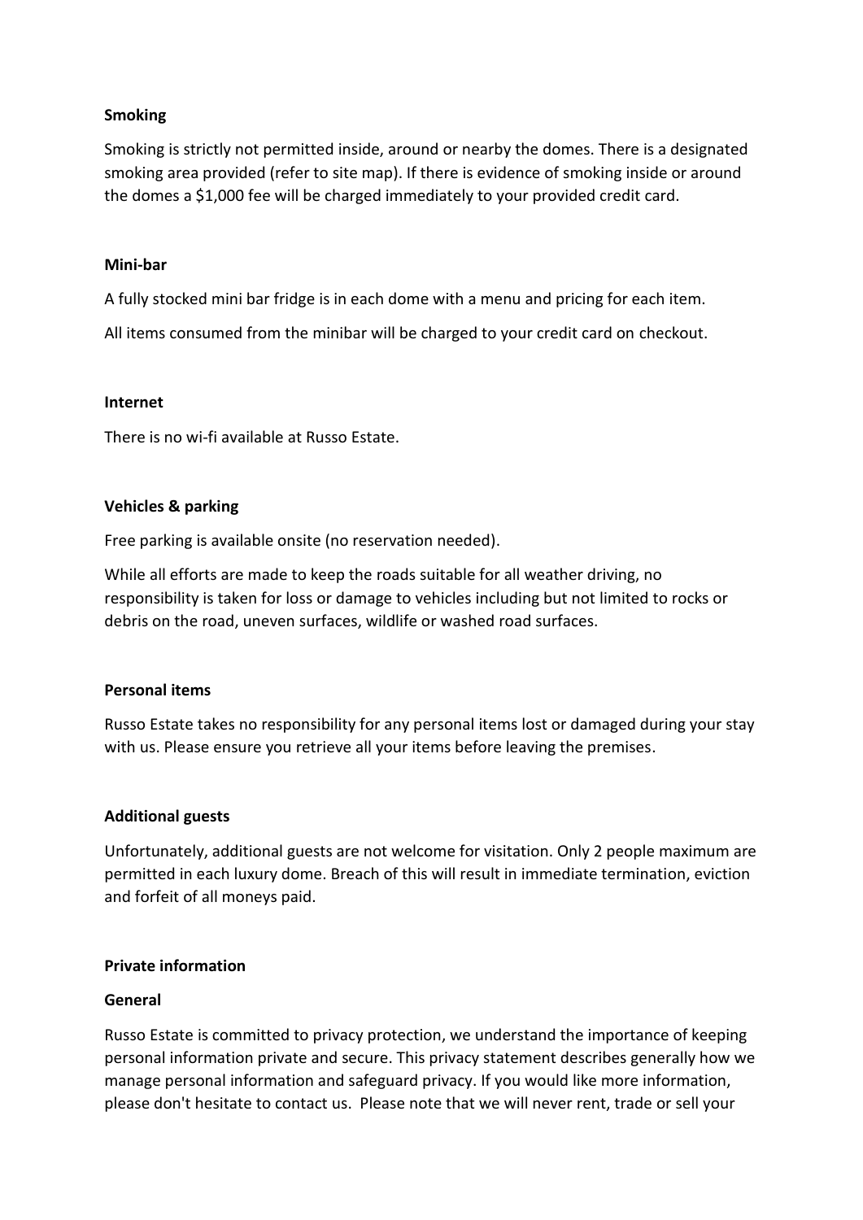**Smoking**

Smoking is strictly not permitted inside, around or nearby the domes. There is a designated smoking area provided (refer to site map). If there is evidence of smoking inside or around the domes a $1,000 fee will be charged immediately to your provided credit card.

**Mini-bar**

A fully stocked mini bar fridge is in each dome with a menu and pricing for each item.

All items consumed from the minibar will be charged to your credit card on checkout.

**Internet**

There is no wi-fi available at Russo Estate.

**Vehicles & parking**

Free parking is available onsite (no reservation needed).

While all efforts are made to keep the roads suitable for all weather driving, no responsibility is taken for loss or damage to vehicles including but not limited to rocks or debris on the road, uneven surfaces, wildlife or washed road surfaces.

**Personal items**

Russo Estate takes no responsibility for any personal items lost or damaged during your stay with us. Please ensure you retrieve all your items before leaving the premises.

**Additional guests**

Unfortunately, additional guests are not welcome for visitation. Only 2 people maximum are permitted in each luxury dome. Breach of this will result in immediate termination, eviction and forfeit of all moneys paid.

**Private information**

**General**

Russo Estate is committed to privacy protection, we understand the importance of keeping personal information private and secure. This privacy statement describes generally how we manage personal information and safeguard privacy. If you would like more information, please don't hesitate to contact us. Please note that we will never rent, trade or sell your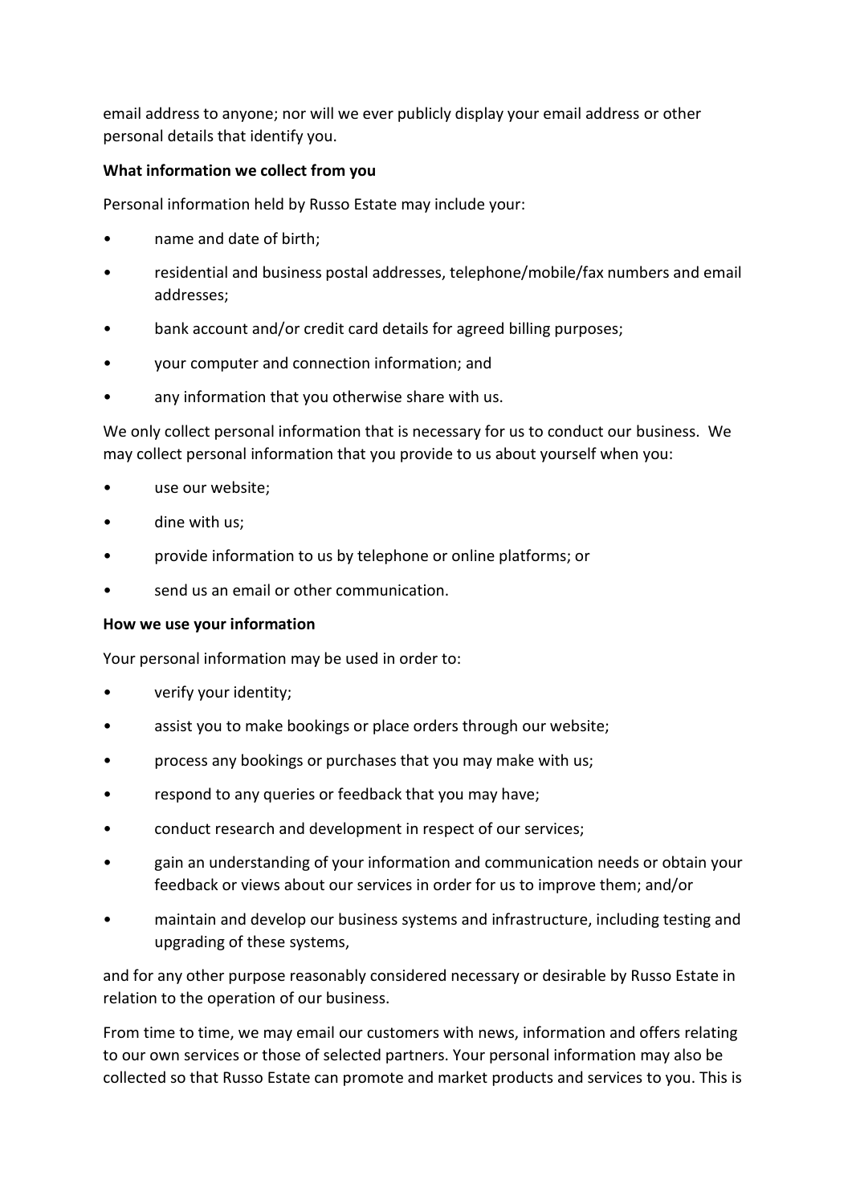email address to anyone; nor will we ever publicly display your email address or other personal details that identify you.

**What information we collect from you**

Personal information held by Russo Estate may include your:

- name and date of birth;
- residential and business postal addresses, telephone/mobile/fax numbers and email addresses;
- bank account and/or credit card details for agreed billing purposes;
- your computer and connection information; and
- any information that you otherwise share with us.

We only collect personal information that is necessary for us to conduct our business. We may collect personal information that you provide to us about yourself when you:

- use our website;
- dine with us;
- provide information to us by telephone or online platforms; or
- send us an email or other communication.

**How we use your information**

Your personal information may be used in order to:

- verify your identity;
- assist you to make bookings or place orders through our website;
- process any bookings or purchases that you may make with us;
- respond to any queries or feedback that you may have;
- conduct research and development in respect of our services;
- gain an understanding of your information and communication needs or obtain your feedback or views about our services in order for us to improve them; and/or
- maintain and develop our business systems and infrastructure, including testing and upgrading of these systems,

and for any other purpose reasonably considered necessary or desirable by Russo Estate in relation to the operation of our business.

From time to time, we may email our customers with news, information and offers relating to our own services or those of selected partners. Your personal information may also be collected so that Russo Estate can promote and market products and services to you. This is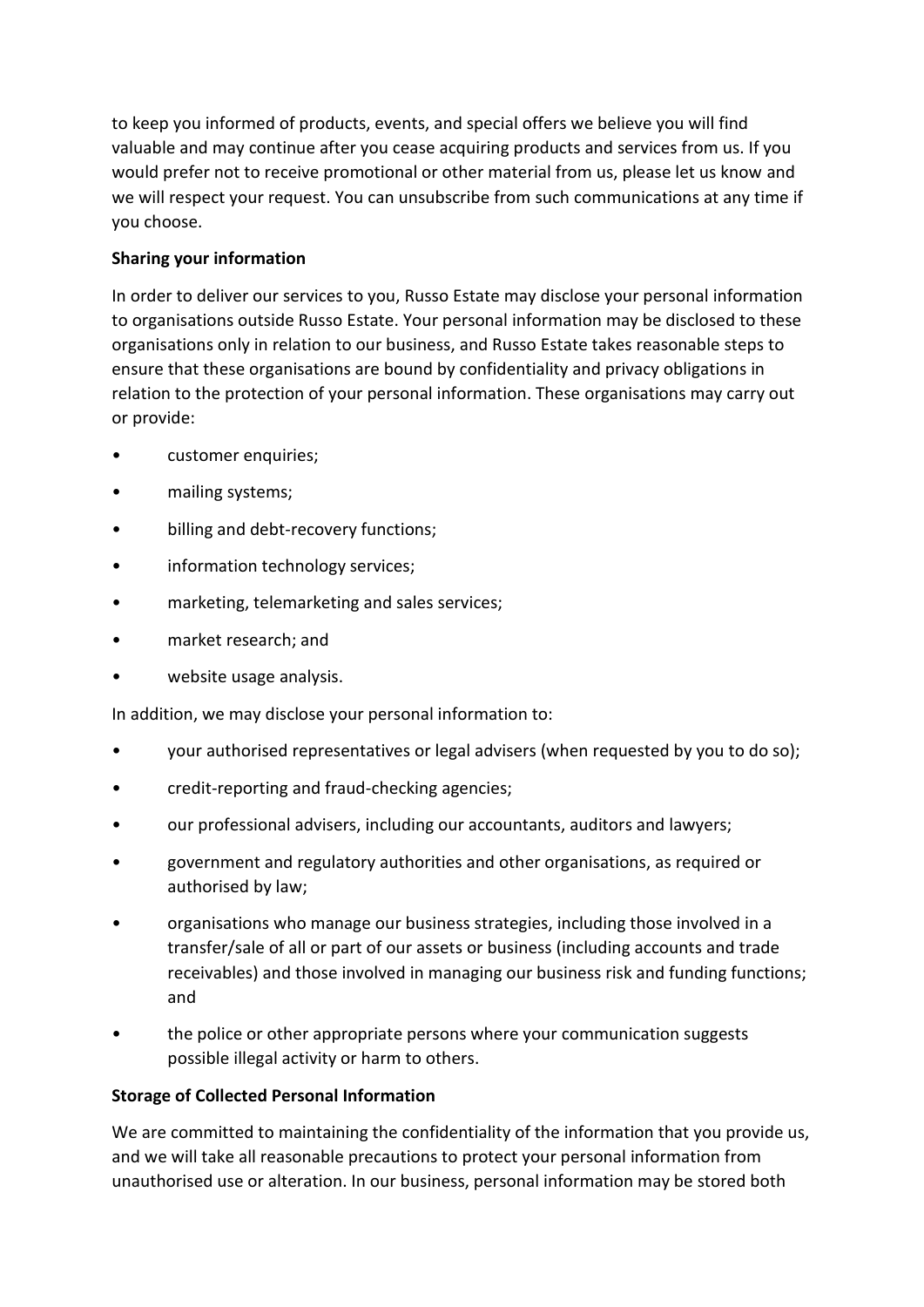to keep you informed of products, events, and special offers we believe you will find valuable and may continue after you cease acquiring products and services from us. If you would prefer not to receive promotional or other material from us, please let us know and we will respect your request. You can unsubscribe from such communications at any time if you choose.

**Sharing your information**

In order to deliver our services to you, Russo Estate may disclose your personal information to organisations outside Russo Estate. Your personal information may be disclosed to these organisations only in relation to our business, and Russo Estate takes reasonable steps to ensure that these organisations are bound by confidentiality and privacy obligations in relation to the protection of your personal information. These organisations may carry out or provide:

- customer enquiries;
- mailing systems;
- billing and debt-recovery functions;
- information technology services;
- marketing, telemarketing and sales services;
- market research; and
- website usage analysis.

In addition, we may disclose your personal information to:

- your authorised representatives or legal advisers (when requested by you to do so);
- credit-reporting and fraud-checking agencies;
- our professional advisers, including our accountants, auditors and lawyers;
- government and regulatory authorities and other organisations, as required or authorised by law;
- organisations who manage our business strategies, including those involved in a transfer/sale of all or part of our assets or business (including accounts and trade receivables) and those involved in managing our business risk and funding functions; and
- the police or other appropriate persons where your communication suggests possible illegal activity or harm to others.

**Storage of Collected Personal Information**

We are committed to maintaining the confidentiality of the information that you provide us, and we will take all reasonable precautions to protect your personal information from unauthorised use or alteration. In our business, personal information may be stored both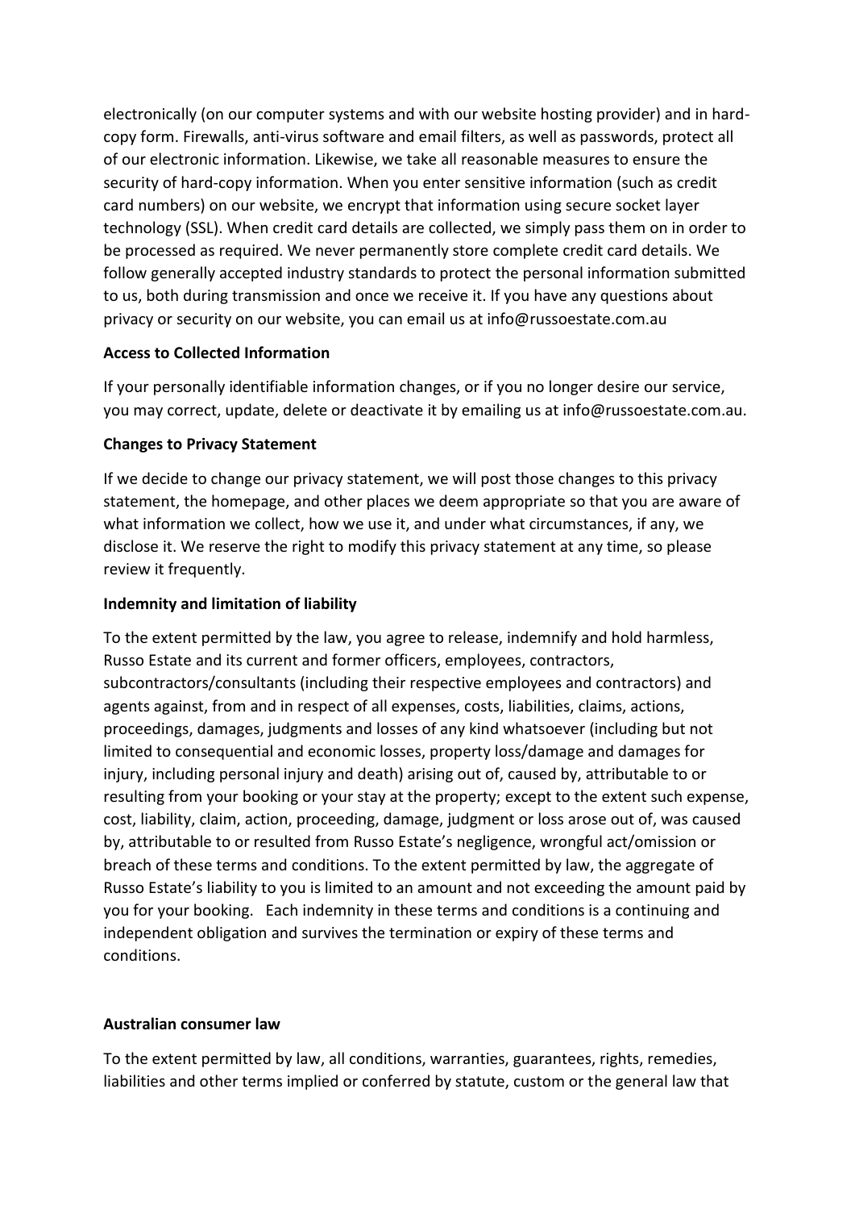electronically (on our computer systems and with our website hosting provider) and in hard-copy form. Firewalls, anti-virus software and email filters, as well as passwords, protect all of our electronic information. Likewise, we take all reasonable measures to ensure the security of hard-copy information. When you enter sensitive information (such as credit card numbers) on our website, we encrypt that information using secure socket layer technology (SSL). When credit card details are collected, we simply pass them on in order to be processed as required. We never permanently store complete credit card details. We follow generally accepted industry standards to protect the personal information submitted to us, both during transmission and once we receive it. If you have any questions about privacy or security on our website, you can email us at info@russoestate.com.au

**Access to Collected Information**

If your personally identifiable information changes, or if you no longer desire our service, you may correct, update, delete or deactivate it by emailing us at info@russoestate.com.au.

**Changes to Privacy Statement**

If we decide to change our privacy statement, we will post those changes to this privacy statement, the homepage, and other places we deem appropriate so that you are aware of what information we collect, how we use it, and under what circumstances, if any, we disclose it. We reserve the right to modify this privacy statement at any time, so please review it frequently.

**Indemnity and limitation of liability**

To the extent permitted by the law, you agree to release, indemnify and hold harmless, Russo Estate and its current and former officers, employees, contractors, subcontractors/consultants (including their respective employees and contractors) and agents against, from and in respect of all expenses, costs, liabilities, claims, actions, proceedings, damages, judgments and losses of any kind whatsoever (including but not limited to consequential and economic losses, property loss/damage and damages for injury, including personal injury and death) arising out of, caused by, attributable to or resulting from your booking or your stay at the property; except to the extent such expense, cost, liability, claim, action, proceeding, damage, judgment or loss arose out of, was caused by, attributable to or resulted from Russo Estate's negligence, wrongful act/omission or breach of these terms and conditions. To the extent permitted by law, the aggregate of Russo Estate's liability to you is limited to an amount and not exceeding the amount paid by you for your booking. Each indemnity in these terms and conditions is a continuing and independent obligation and survives the termination or expiry of these terms and conditions.

**Australian consumer law**

To the extent permitted by law, all conditions, warranties, guarantees, rights, remedies, liabilities and other terms implied or conferred by statute, custom or the general law that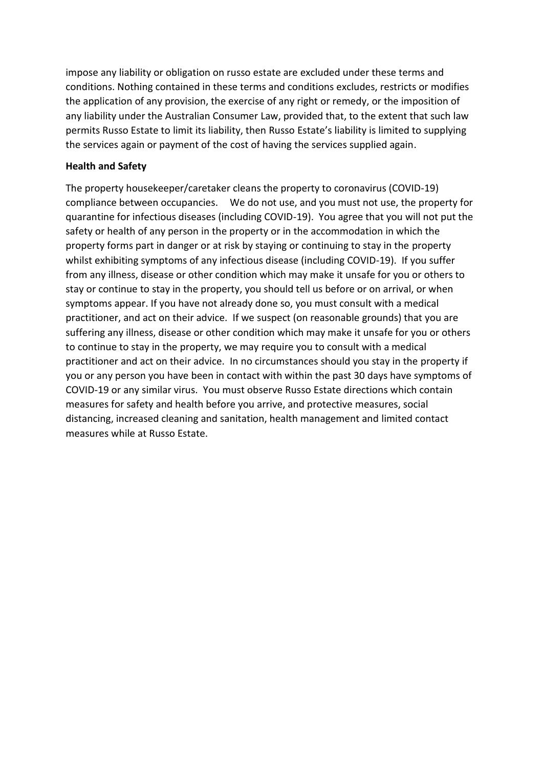impose any liability or obligation on russo estate are excluded under these terms and conditions. Nothing contained in these terms and conditions excludes, restricts or modifies the application of any provision, the exercise of any right or remedy, or the imposition of any liability under the Australian Consumer Law, provided that, to the extent that such law permits Russo Estate to limit its liability, then Russo Estate's liability is limited to supplying the services again or payment of the cost of having the services supplied again.

**Health and Safety**

The property housekeeper/caretaker cleans the property to coronavirus (COVID-19) compliance between occupancies. We do not use, and you must not use, the property for quarantine for infectious diseases (including COVID-19). You agree that you will not put the safety or health of any person in the property or in the accommodation in which the property forms part in danger or at risk by staying or continuing to stay in the property whilst exhibiting symptoms of any infectious disease (including COVID-19). If you suffer from any illness, disease or other condition which may make it unsafe for you or others to stay or continue to stay in the property, you should tell us before or on arrival, or when symptoms appear. If you have not already done so, you must consult with a medical practitioner, and act on their advice. If we suspect (on reasonable grounds) that you are suffering any illness, disease or other condition which may make it unsafe for you or others to continue to stay in the property, we may require you to consult with a medical practitioner and act on their advice. In no circumstances should you stay in the property if you or any person you have been in contact with within the past 30 days have symptoms of COVID-19 or any similar virus. You must observe Russo Estate directions which contain measures for safety and health before you arrive, and protective measures, social distancing, increased cleaning and sanitation, health management and limited contact measures while at Russo Estate.